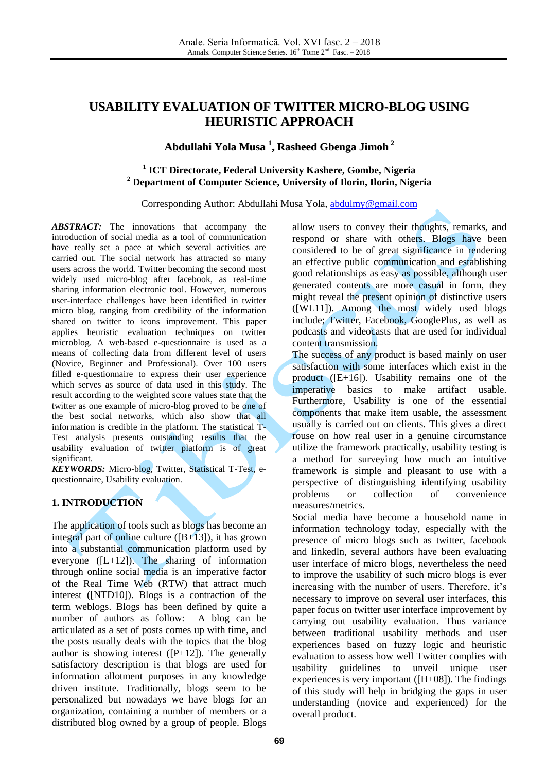# USABILITY EVALUATION OF TWITTER MICRO-BLOG USING HEURISTIC APPROACH

**Abdullahi Yola Musa [1], Rasheed Gbenga Jimoh [2]**

**[1] ICT Directorate, Federal University Kashere, Gombe, Nigeria**
**[2] Department of Computer Science, University of Ilorin, Ilorin, Nigeria**

Corresponding Author: Abdullahi Musa Yola, abdulmy@gmail.com

***ABSTRACT:*** The innovations that accompany the introduction of social media as a tool of communication have really set a pace at which several activities are carried out. The social network has attracted so many users across the world. Twitter becoming the second most widely used micro-blog after facebook, as real-time sharing information electronic tool. However, numerous user-interface challenges have been identified in twitter micro blog, ranging from credibility of the information shared on twitter to icons improvement. This paper applies heuristic evaluation techniques on twitter microblog. A web-based e-questionnaire is used as a means of collecting data from different level of users (Novice, Beginner and Professional). Over 100 users filled e-questionnaire to express their user experience which serves as source of data used in this study. The result according to the weighted score values state that the twitter as one example of micro-blog proved to be one of the best social networks, which also show that all information is credible in the platform. The statistical T-Test analysis presents outstanding results that the usability evaluation of twitter platform is of great significant.

***KEYWORDS:*** Micro-blog, Twitter, Statistical T-Test, e-questionnaire, Usability evaluation.

## 1. INTRODUCTION

The application of tools such as blogs has become an integral part of online culture ([B+13]), it has grown into a substantial communication platform used by everyone ([L+12]). The sharing of information through online social media is an imperative factor of the Real Time Web (RTW) that attract much interest ([NTD10]). Blogs is a contraction of the term weblogs. Blogs has been defined by quite a number of authors as follow: A blog can be articulated as a set of posts comes up with time, and the posts usually deals with the topics that the blog author is showing interest ([P+12]). The generally satisfactory description is that blogs are used for information allotment purposes in any knowledge driven institute. Traditionally, blogs seem to be personalized but nowadays we have blogs for an organization, containing a number of members or a distributed blog owned by a group of people. Blogs allow users to convey their thoughts, remarks, and respond or share with others. Blogs have been considered to be of great significance in rendering an effective public communication and establishing good relationships as easy as possible, although user generated contents are more casual in form, they might reveal the present opinion of distinctive users ([WL11]). Among the most widely used blogs include; Twitter, Facebook, GooglePlus, as well as podcasts and videocasts that are used for individual content transmission.

The success of any product is based mainly on user satisfaction with some interfaces which exist in the product ([E+16]). Usability remains one of the imperative basics to make artifact usable. Furthermore, Usability is one of the essential components that make item usable, the assessment usually is carried out on clients. This gives a direct rouse on how real user in a genuine circumstance utilize the framework practically, usability testing is a method for surveying how much an intuitive framework is simple and pleasant to use with a perspective of distinguishing identifying usability problems or collection of convenience measures/metrics.

Social media have become a household name in information technology today, especially with the presence of micro blogs such as twitter, facebook and linkedln, several authors have been evaluating user interface of micro blogs, nevertheless the need to improve the usability of such micro blogs is ever increasing with the number of users. Therefore, it's necessary to improve on several user interfaces, this paper focus on twitter user interface improvement by carrying out usability evaluation. Thus variance between traditional usability methods and user experiences based on fuzzy logic and heuristic evaluation to assess how well Twitter complies with usability guidelines to unveil unique user experiences is very important ([H+08]). The findings of this study will help in bridging the gaps in user understanding (novice and experienced) for the overall product.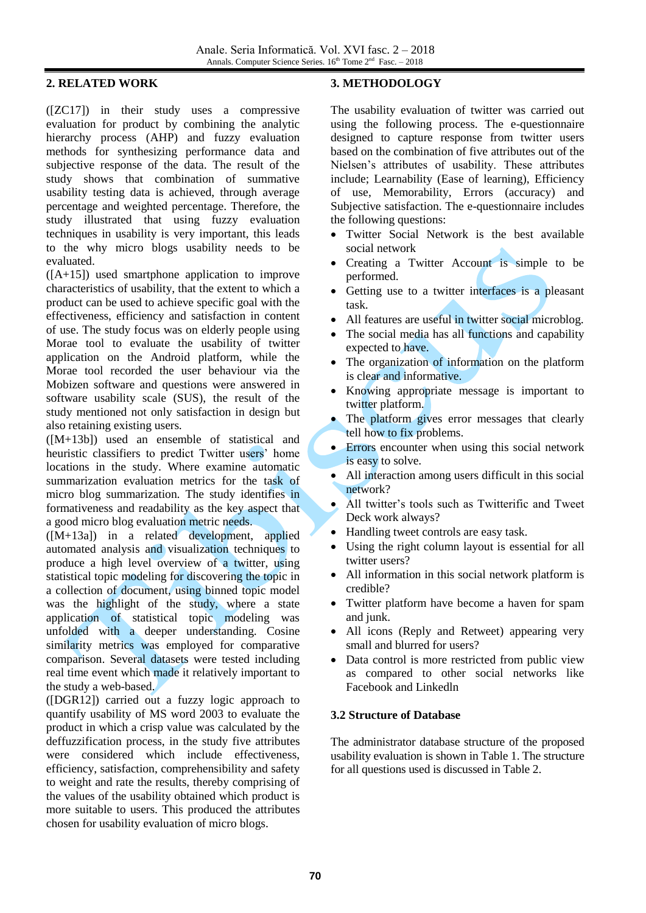## 2. RELATED WORK

([ZC17]) in their study uses a compressive evaluation for product by combining the analytic hierarchy process (AHP) and fuzzy evaluation methods for synthesizing performance data and subjective response of the data. The result of the study shows that combination of summative usability testing data is achieved, through average percentage and weighted percentage. Therefore, the study illustrated that using fuzzy evaluation techniques in usability is very important, this leads to the why micro blogs usability needs to be evaluated.

([A+15]) used smartphone application to improve characteristics of usability, that the extent to which a product can be used to achieve specific goal with the effectiveness, efficiency and satisfaction in content of use. The study focus was on elderly people using Morae tool to evaluate the usability of twitter application on the Android platform, while the Morae tool recorded the user behaviour via the Mobizen software and questions were answered in software usability scale (SUS), the result of the study mentioned not only satisfaction in design but also retaining existing users.

([M+13b]) used an ensemble of statistical and heuristic classifiers to predict Twitter users' home locations in the study. Where examine automatic summarization evaluation metrics for the task of micro blog summarization. The study identifies in formativeness and readability as the key aspect that a good micro blog evaluation metric needs.

([M+13a]) in a related development, applied automated analysis and visualization techniques to produce a high level overview of a twitter, using statistical topic modeling for discovering the topic in a collection of document, using binned topic model was the highlight of the study, where a state application of statistical topic modeling was unfolded with a deeper understanding. Cosine similarity metrics was employed for comparative comparison. Several datasets were tested including real time event which made it relatively important to the study a web-based.

([DGR12]) carried out a fuzzy logic approach to quantify usability of MS word 2003 to evaluate the product in which a crisp value was calculated by the deffuzzification process, in the study five attributes were considered which include effectiveness, efficiency, satisfaction, comprehensibility and safety to weight and rate the results, thereby comprising of the values of the usability obtained which product is more suitable to users. This produced the attributes chosen for usability evaluation of micro blogs.

## 3. METHODOLOGY

The usability evaluation of twitter was carried out using the following process. The e-questionnaire designed to capture response from twitter users based on the combination of five attributes out of the Nielsen's attributes of usability. These attributes include; Learnability (Ease of learning), Efficiency of use, Memorability, Errors (accuracy) and Subjective satisfaction. The e-questionnaire includes the following questions:

- Twitter Social Network is the best available social network
- Creating a Twitter Account is simple to be performed.
- Getting use to a twitter interfaces is a pleasant task.
- All features are useful in twitter social microblog.
- The social media has all functions and capability expected to have.
- The organization of information on the platform is clear and informative.
- Knowing appropriate message is important to twitter platform.
- The platform gives error messages that clearly tell how to fix problems.
- Errors encounter when using this social network is easy to solve.
- All interaction among users difficult in this social network?
- All twitter's tools such as Twitterific and Tweet Deck work always?
- Handling tweet controls are easy task.
- Using the right column layout is essential for all twitter users?
- All information in this social network platform is credible?
- Twitter platform have become a haven for spam and junk.
- All icons (Reply and Retweet) appearing very small and blurred for users?
- Data control is more restricted from public view as compared to other social networks like Facebook and Linkedln

### 3.2 Structure of Database

The administrator database structure of the proposed usability evaluation is shown in Table 1. The structure for all questions used is discussed in Table 2.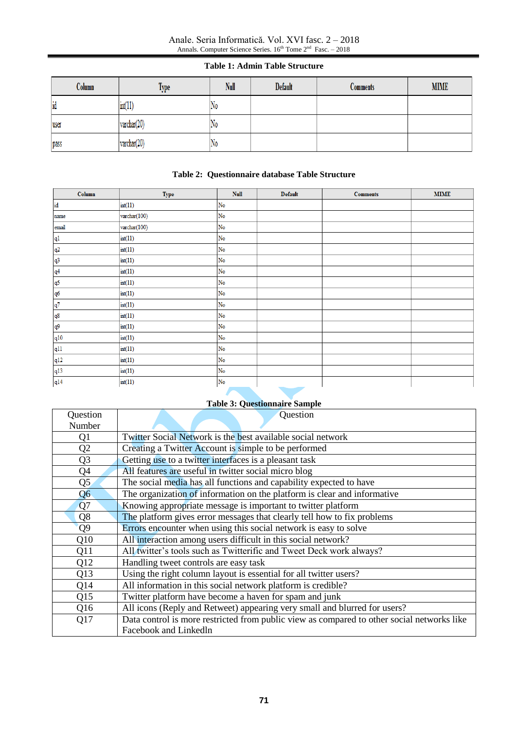**Table 1: Admin Table Structure**

| Column | Type | Null | Default | Comments | MIME |
|---|---|---|---|---|---|
| id | int(11) | No | | | |
| user | varchar(20) | No | | | |
| pass | varchar(20) | No | | | |

**Table 2: Questionnaire database Table Structure**

| Column | Type | Null | Default | Comments | MIME |
|---|---|---|---|---|---|
| id | int(11) | No | | | |
| name | varchar(100) | No | | | |
| email | varchar(100) | No | | | |
| q1 | int(11) | No | | | |
| q2 | int(11) | No | | | |
| q3 | int(11) | No | | | |
| q4 | int(11) | No | | | |
| q5 | int(11) | No | | | |
| q6 | int(11) | No | | | |
| q7 | int(11) | No | | | |
| q8 | int(11) | No | | | |
| q9 | int(11) | No | | | |
| q10 | int(11) | No | | | |
| q11 | int(11) | No | | | |
| q12 | int(11) | No | | | |
| q13 | int(11) | No | | | |
| q14 | int(11) | No | | | |

**Table 3: Questionnaire Sample**

| Question Number | Question |
|---|---|
| Q1 | Twitter Social Network is the best available social network |
| Q2 | Creating a Twitter Account is simple to be performed |
| Q3 | Getting use to a twitter interfaces is a pleasant task |
| Q4 | All features are useful in twitter social micro blog |
| Q5 | The social media has all functions and capability expected to have |
| Q6 | The organization of information on the platform is clear and informative |
| Q7 | Knowing appropriate message is important to twitter platform |
| Q8 | The platform gives error messages that clearly tell how to fix problems |
| Q9 | Errors encounter when using this social network is easy to solve |
| Q10 | All interaction among users difficult in this social network? |
| Q11 | All twitter's tools such as Twitterific and Tweet Deck work always? |
| Q12 | Handling tweet controls are easy task |
| Q13 | Using the right column layout is essential for all twitter users? |
| Q14 | All information in this social network platform is credible? |
| Q15 | Twitter platform have become a haven for spam and junk |
| Q16 | All icons (Reply and Retweet) appearing very small and blurred for users? |
| Q17 | Data control is more restricted from public view as compared to other social networks like Facebook and Linkedln |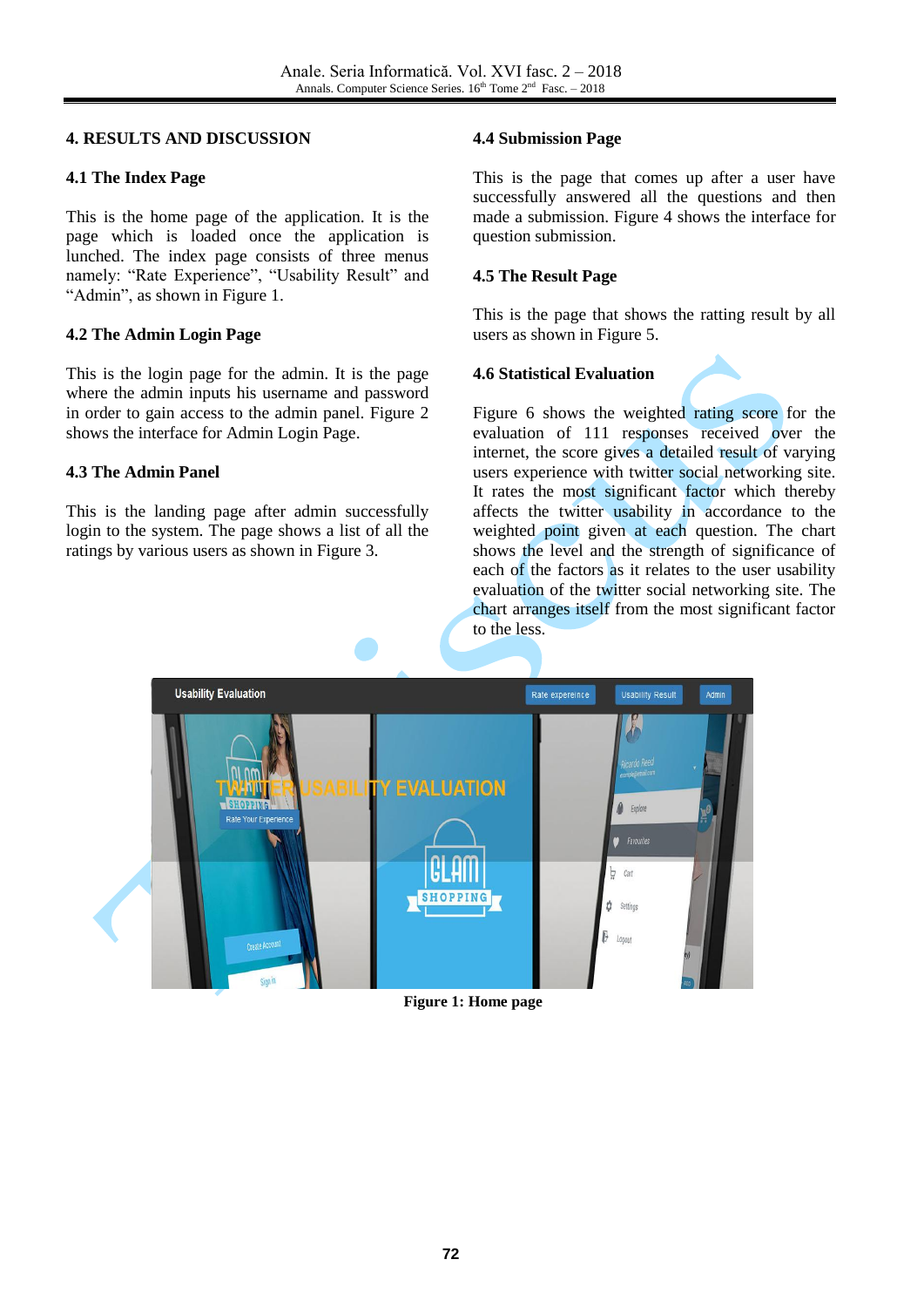## 4. RESULTS AND DISCUSSION

### 4.1 The Index Page

This is the home page of the application. It is the page which is loaded once the application is lunched. The index page consists of three menus namely: "Rate Experience", "Usability Result" and "Admin", as shown in Figure 1.

### 4.2 The Admin Login Page

This is the login page for the admin. It is the page where the admin inputs his username and password in order to gain access to the admin panel. Figure 2 shows the interface for Admin Login Page.

### 4.3 The Admin Panel

This is the landing page after admin successfully login to the system. The page shows a list of all the ratings by various users as shown in Figure 3.

### 4.4 Submission Page

This is the page that comes up after a user have successfully answered all the questions and then made a submission. Figure 4 shows the interface for question submission.

### 4.5 The Result Page

This is the page that shows the ratting result by all users as shown in Figure 5.

### 4.6 Statistical Evaluation

Figure 6 shows the weighted rating score for the evaluation of 111 responses received over the internet, the score gives a detailed result of varying users experience with twitter social networking site. It rates the most significant factor which thereby affects the twitter usability in accordance to the weighted point given at each question. The chart shows the level and the strength of significance of each of the factors as it relates to the user usability evaluation of the twitter social networking site. The chart arranges itself from the most significant factor to the less.

**Figure 1: Home page**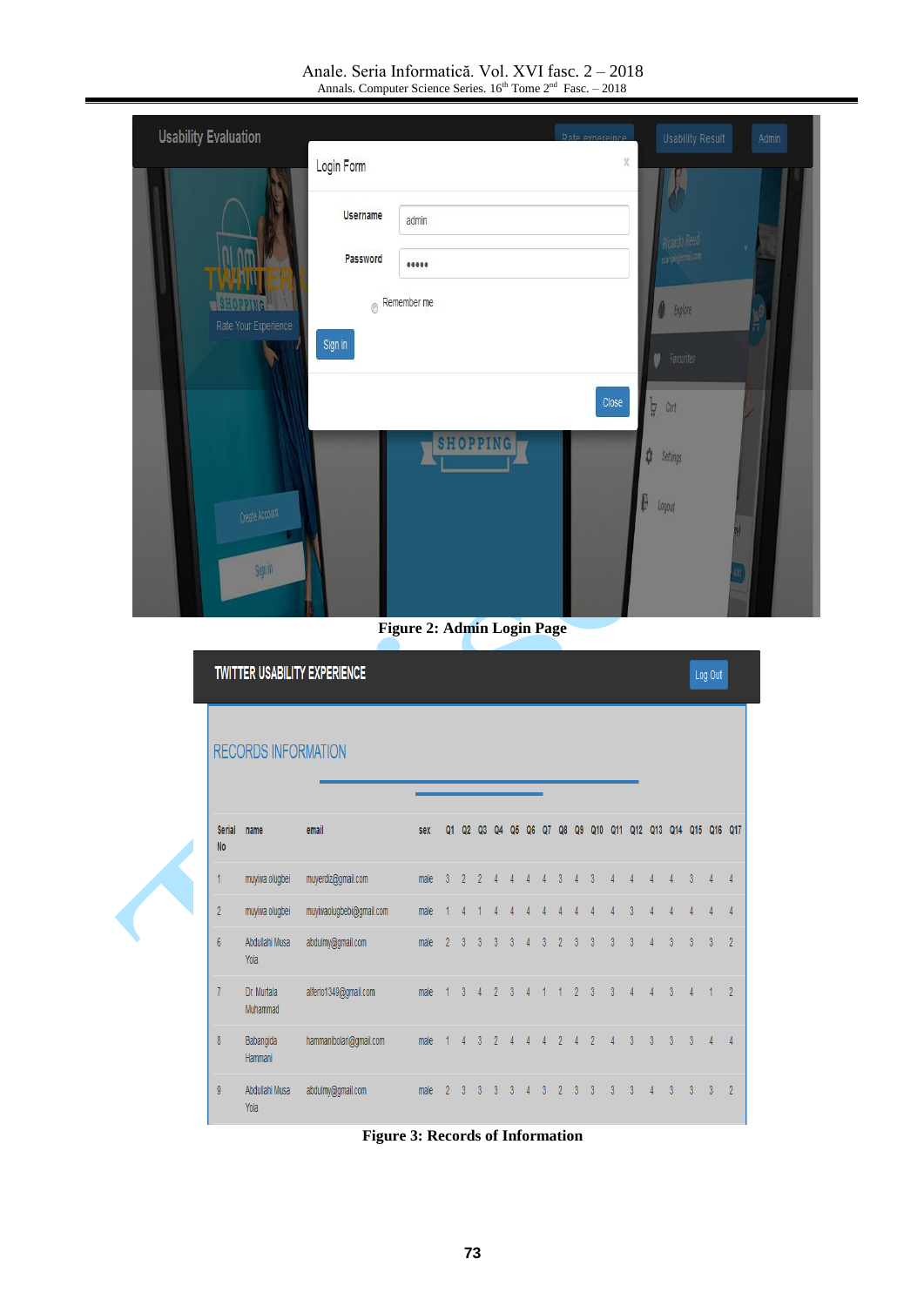Figure 2: Admin Login Page

Figure 3: Records of Information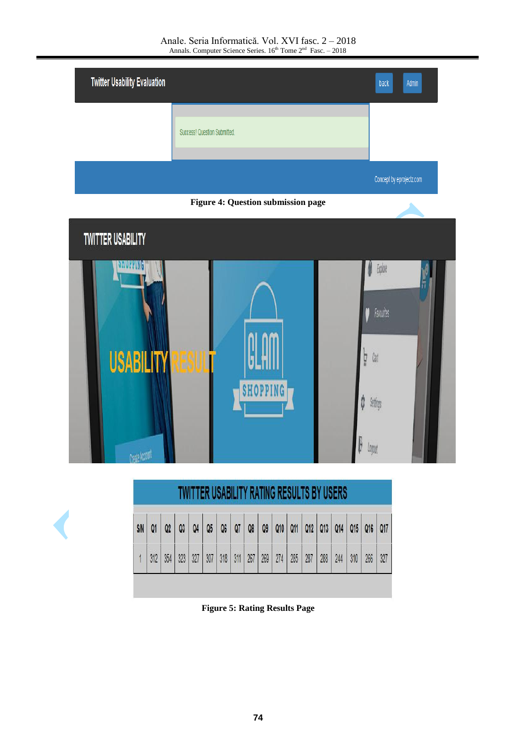Figure 4: Question submission page

Figure 5: Rating Results Page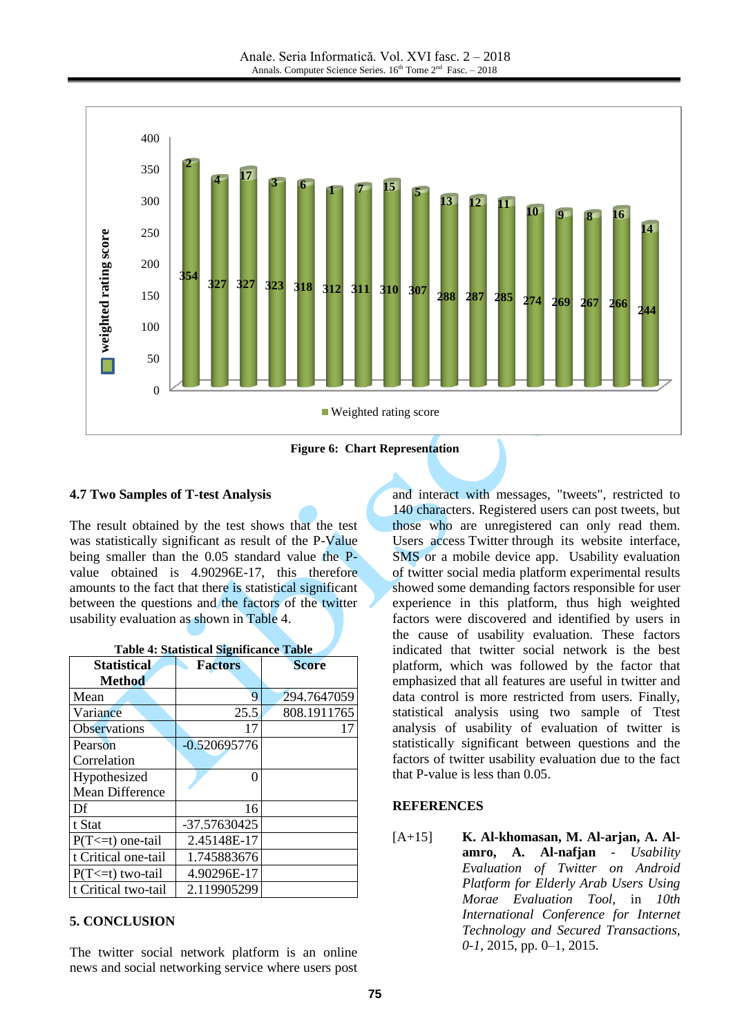Figure 6: Chart Representation

### 4.7 Two Samples of T-test Analysis

The result obtained by the test shows that the test was statistically significant as result of the P-Value being smaller than the 0.05 standard value the P-value obtained is 4.90296E-17, this therefore amounts to the fact that there is statistical significant between the questions and the factors of the twitter usability evaluation as shown in Table 4.

**Table 4: Statistical Significance Table**

| Statistical Method | Factors | Score |
|---|---|---|
| Mean | 9 | 294.7647059 |
| Variance | 25.5 | 808.1911765 |
| Observations | 17 | 17 |
| Pearson Correlation | -0.520695776 | |
| Hypothesized Mean Difference | 0 | |
| Df | 16 | |
| t Stat | -37.57630425 | |
| P(T<=t) one-tail | 2.45148E-17 | |
| t Critical one-tail | 1.745883676 | |
| P(T<=t) two-tail | 4.90296E-17 | |
| t Critical two-tail | 2.119905299 | |

## 5. CONCLUSION

The twitter social network platform is an online news and social networking service where users post and interact with messages, "tweets", restricted to 140 characters. Registered users can post tweets, but those who are unregistered can only read them. Users access Twitter through its website interface, SMS or a mobile device app. Usability evaluation of twitter social media platform experimental results showed some demanding factors responsible for user experience in this platform, thus high weighted factors were discovered and identified by users in the cause of usability evaluation. These factors indicated that twitter social network is the best platform, which was followed by the factor that emphasized that all features are useful in twitter and data control is more restricted from users. Finally, statistical analysis using two sample of Ttest analysis of usability of evaluation of twitter is statistically significant between questions and the factors of twitter usability evaluation due to the fact that P-value is less than 0.05.

## REFERENCES

[A+15] **K. Al-khomasan, M. Al-arjan, A. Al-amro, A. Al-nafjan** - *Usability Evaluation of Twitter on Android Platform for Elderly Arab Users Using Morae Evaluation Tool*, in *10th International Conference for Internet Technology and Secured Transactions, 0-1*, 2015, pp. 0–1, 2015.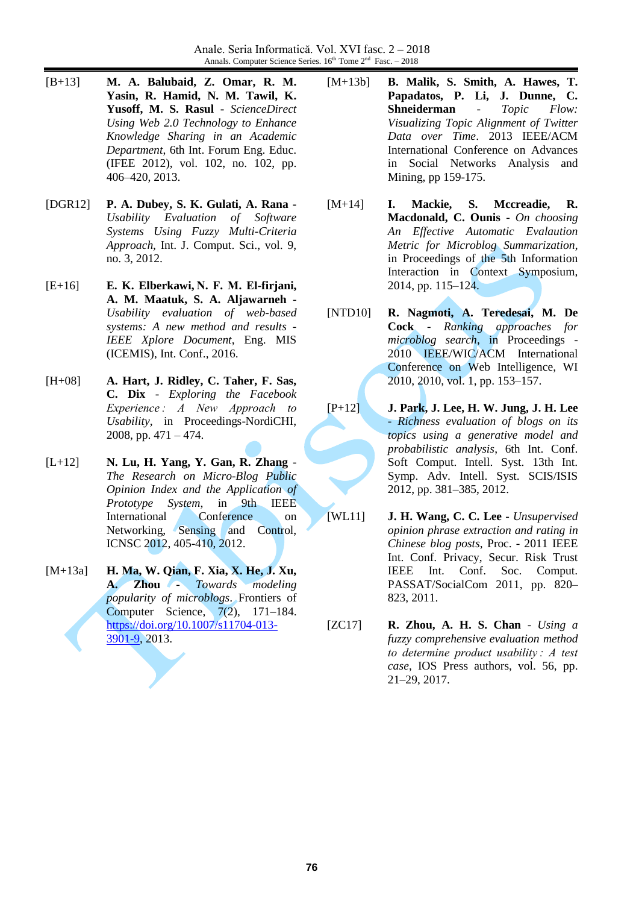[B+13] **M. A. Balubaid, Z. Omar, R. M. Yasin, R. Hamid, N. M. Tawil, K. Yusoff, M. S. Rasul** - *ScienceDirect Using Web 2.0 Technology to Enhance Knowledge Sharing in an Academic Department*, 6th Int. Forum Eng. Educ. (IFEE 2012), vol. 102, no. 102, pp. 406–420, 2013.

[DGR12] **P. A. Dubey, S. K. Gulati, A. Rana** - *Usability Evaluation of Software Systems Using Fuzzy Multi-Criteria Approach*, Int. J. Comput. Sci., vol. 9, no. 3, 2012.

[E+16] **E. K. Elberkawi, N. F. M. El-firjani, A. M. Maatuk, S. A. Aljawarneh** - *Usability evaluation of web-based systems: A new method and results - IEEE Xplore Document*, Eng. MIS (ICEMIS), Int. Conf., 2016.

[H+08] **A. Hart, J. Ridley, C. Taher, F. Sas, C. Dix** - *Exploring the Facebook Experience : A New Approach to Usability*, in Proceedings-NordiCHI, 2008, pp. 471 – 474.

[L+12] **N. Lu, H. Yang, Y. Gan, R. Zhang** - *The Research on Micro-Blog Public Opinion Index and the Application of Prototype System*, in 9th IEEE International Conference on Networking, Sensing and Control, ICNSC 2012, 405-410, 2012.

[M+13a] **H. Ma, W. Qian, F. Xia, X. He, J. Xu, A. Zhou** - *Towards modeling popularity of microblogs*. Frontiers of Computer Science, 7(2), 171–184. https://doi.org/10.1007/s11704-013-3901-9, 2013.

[M+13b] **B. Malik, S. Smith, A. Hawes, T. Papadatos, P. Li, J. Dunne, C. Shneiderman** - *Topic Flow: Visualizing Topic Alignment of Twitter Data over Time*. 2013 IEEE/ACM International Conference on Advances in Social Networks Analysis and Mining, pp 159-175.

[M+14] **I. Mackie, S. Mccreadie, R. Macdonald, C. Ounis** - *On choosing An Effective Automatic Evaluation Metric for Microblog Summarization*, in Proceedings of the 5th Information Interaction in Context Symposium, 2014, pp. 115–124.

[NTD10] **R. Nagmoti, A. Teredesai, M. De Cock** - *Ranking approaches for microblog search*, in Proceedings - 2010 IEEE/WIC/ACM International Conference on Web Intelligence, WI 2010, 2010, vol. 1, pp. 153–157.

[P+12] **J. Park, J. Lee, H. W. Jung, J. H. Lee** - *Richness evaluation of blogs on its topics using a generative model and probabilistic analysis*, 6th Int. Conf. Soft Comput. Intell. Syst. 13th Int. Symp. Adv. Intell. Syst. SCIS/ISIS 2012, pp. 381–385, 2012.

[WL11] **J. H. Wang, C. C. Lee** - *Unsupervised opinion phrase extraction and rating in Chinese blog posts*, Proc. - 2011 IEEE Int. Conf. Privacy, Secur. Risk Trust IEEE Int. Conf. Soc. Comput. PASSAT/SocialCom 2011, pp. 820–823, 2011.

[ZC17] **R. Zhou, A. H. S. Chan** - *Using a fuzzy comprehensive evaluation method to determine product usability : A test case*, IOS Press authors, vol. 56, pp. 21–29, 2017.